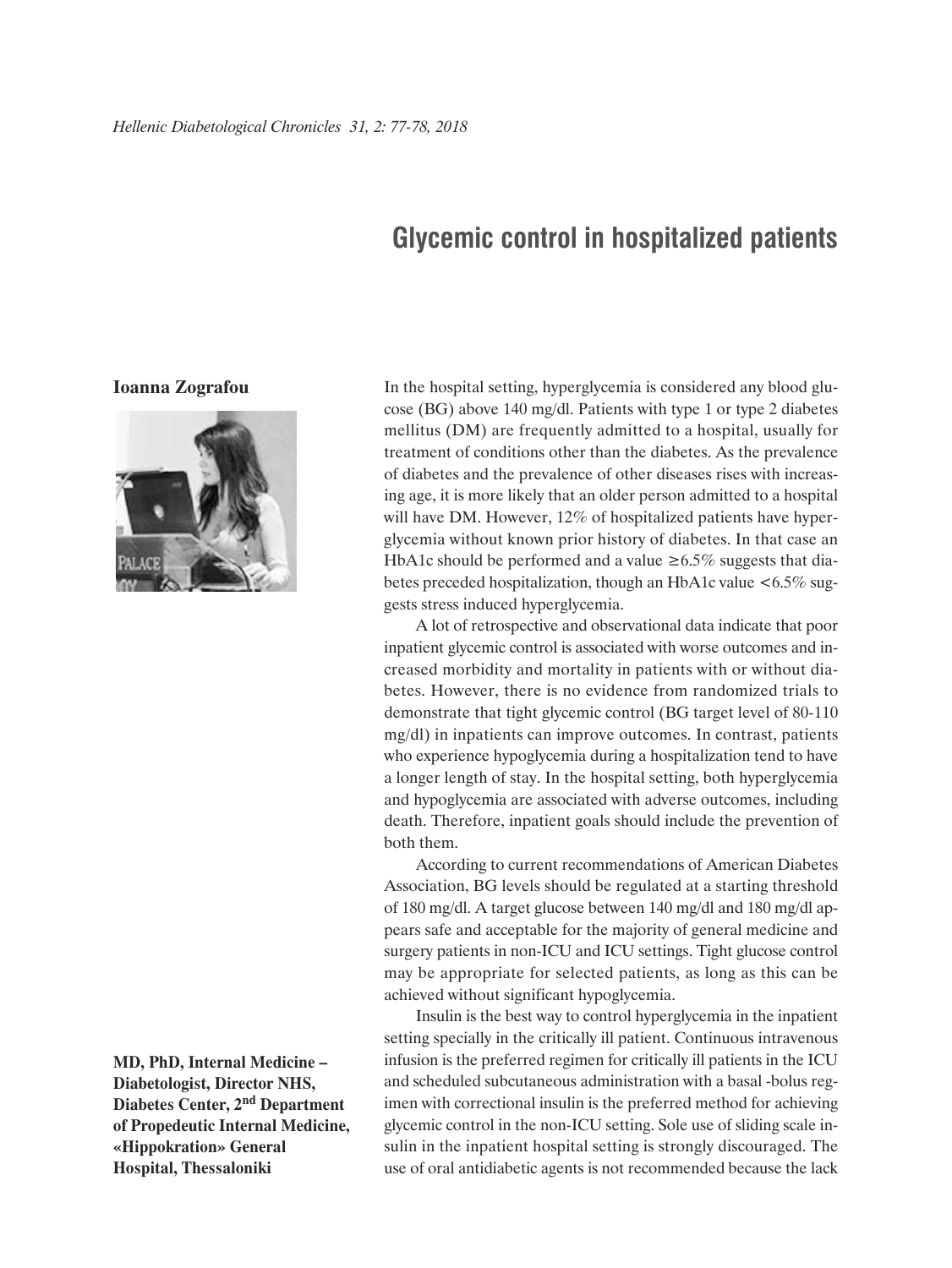# Glycemic control in hospitalized patients

**Ioanna Zografou**

**MD, PhD, Internal Medicine – Diabetologist, Director NHS, Diabetes Center, 2nd Department of Propedeutic Internal Medicine, «Hippokration» General Hospital, Thessaloniki**

In the hospital setting, hyperglycemia is considered any blood glucose (BG) above 140 mg/dl. Patients with type 1 or type 2 diabetes mellitus (DM) are frequently admitted to a hospital, usually for treatment of conditions other than the diabetes. As the prevalence of diabetes and the prevalence of other diseases rises with increasing age, it is more likely that an older person admitted to a hospital will have DM. However, 12% of hospitalized patients have hyperglycemia without known prior history of diabetes. In that case an HbA1c should be performed and a value ≥6.5% suggests that diabetes preceded hospitalization, though an HbA1c value <6.5% suggests stress induced hyperglycemia.

A lot of retrospective and observational data indicate that poor inpatient glycemic control is associated with worse outcomes and increased morbidity and mortality in patients with or without diabetes. However, there is no evidence from randomized trials to demonstrate that tight glycemic control (BG target level of 80-110 mg/dl) in inpatients can improve outcomes. In contrast, patients who experience hypoglycemia during a hospitalization tend to have a longer length of stay. In the hospital setting, both hyperglycemia and hypoglycemia are associated with adverse outcomes, including death. Therefore, inpatient goals should include the prevention of both them.

According to current recommendations of American Diabetes Association, BG levels should be regulated at a starting threshold of 180 mg/dl. A target glucose between 140 mg/dl and 180 mg/dl appears safe and acceptable for the majority of general medicine and surgery patients in non-ICU and ICU settings. Tight glucose control may be appropriate for selected patients, as long as this can be achieved without significant hypoglycemia.

Insulin is the best way to control hyperglycemia in the inpatient setting specially in the critically ill patient. Continuous intravenous infusion is the preferred regimen for critically ill patients in the ICU and scheduled subcutaneous administration with a basal -bolus regimen with correctional insulin is the preferred method for achieving glycemic control in the non-ICU setting. Sole use of sliding scale insulin in the inpatient hospital setting is strongly discouraged. The use of oral antidiabetic agents is not recommended because the lack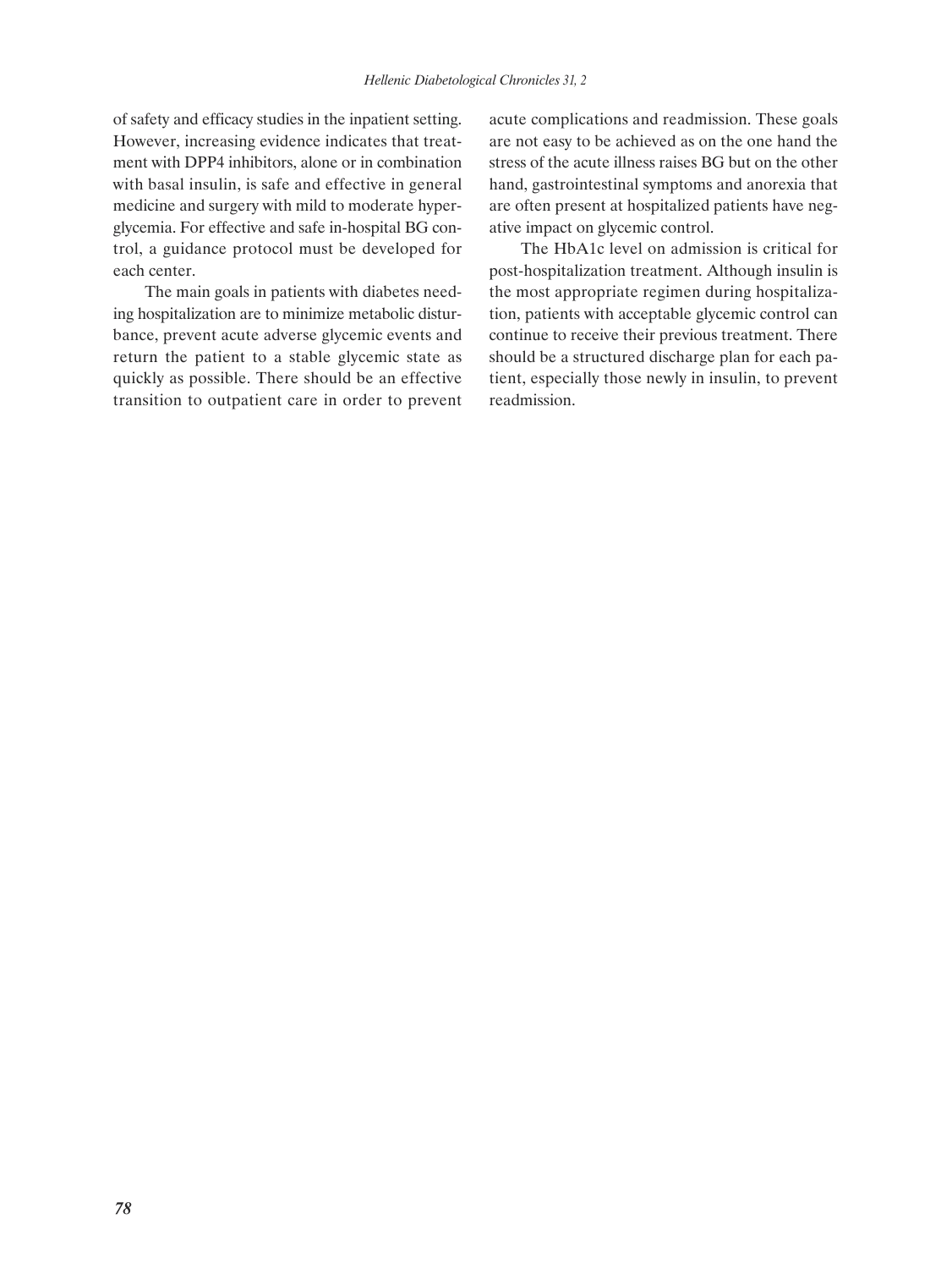of safety and efficacy studies in the inpatient setting. However, increasing evidence indicates that treatment with DPP4 inhibitors, alone or in combination with basal insulin, is safe and effective in general medicine and surgery with mild to moderate hyperglycemia. For effective and safe in-hospital BG control, a guidance protocol must be developed for each center.

The main goals in patients with diabetes needing hospitalization are to minimize metabolic disturbance, prevent acute adverse glycemic events and return the patient to a stable glycemic state as quickly as possible. There should be an effective transition to outpatient care in order to prevent acute complications and readmission. These goals are not easy to be achieved as on the one hand the stress of the acute illness raises BG but on the other hand, gastrointestinal symptoms and anorexia that are often present at hospitalized patients have negative impact on glycemic control.

The HbA1c level on admission is critical for post-hospitalization treatment. Although insulin is the most appropriate regimen during hospitalization, patients with acceptable glycemic control can continue to receive their previous treatment. There should be a structured discharge plan for each patient, especially those newly in insulin, to prevent readmission.